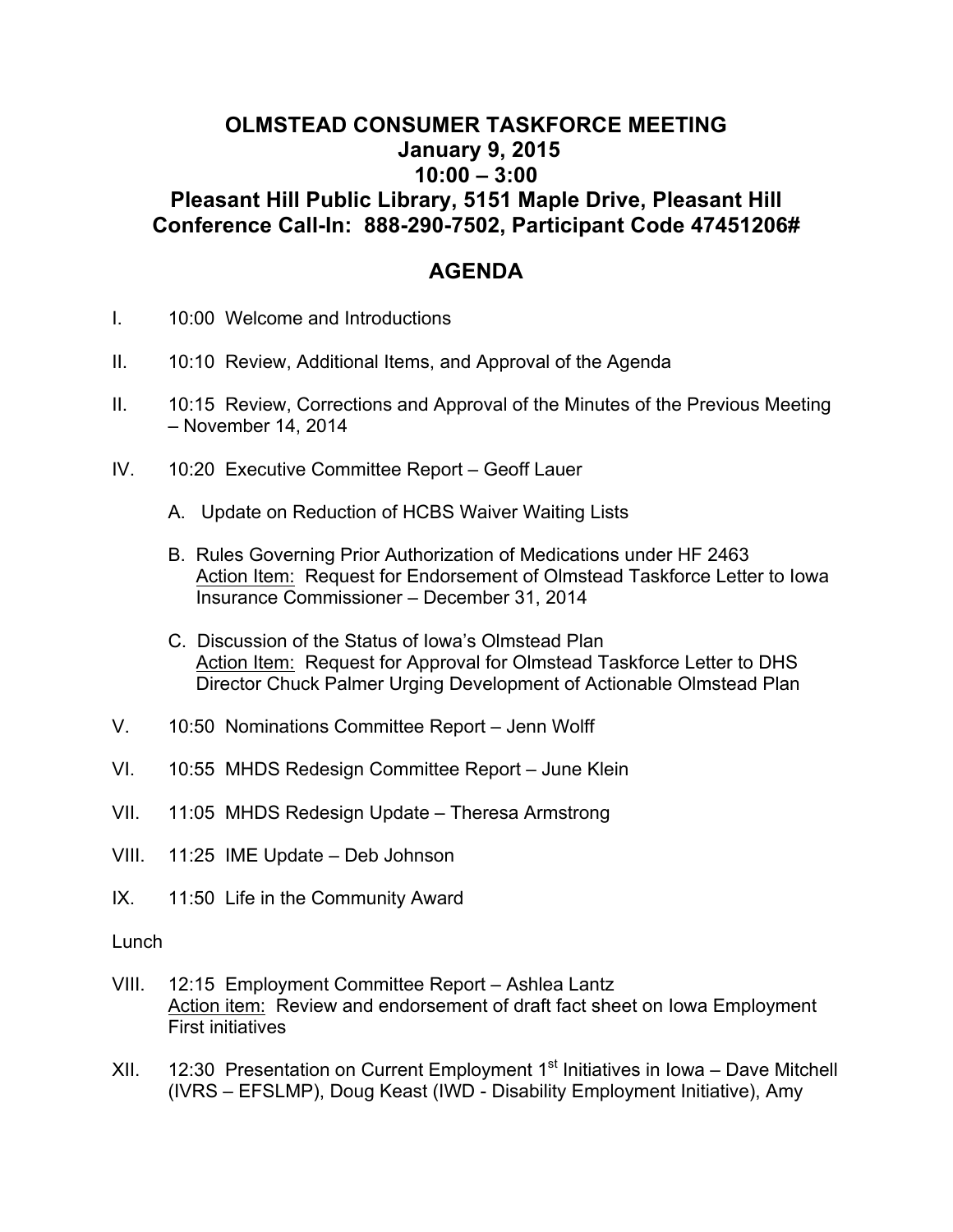# OLMSTEAD CONSUMER TASKFORCE MEETING
## January 9, 2015
## 10:00 – 3:00
## Pleasant Hill Public Library, 5151 Maple Drive, Pleasant Hill
## Conference Call-In: 888-290-7502, Participant Code 47451206#

## AGENDA

I. 10:00 Welcome and Introductions

II. 10:10 Review, Additional Items, and Approval of the Agenda

II. 10:15 Review, Corrections and Approval of the Minutes of the Previous Meeting – November 14, 2014

IV. 10:20 Executive Committee Report – Geoff Lauer

- A. Update on Reduction of HCBS Waiver Waiting Lists
- B. Rules Governing Prior Authorization of Medications under HF 2463
  Action Item: Request for Endorsement of Olmstead Taskforce Letter to Iowa Insurance Commissioner – December 31, 2014
- C. Discussion of the Status of Iowa's Olmstead Plan
  Action Item: Request for Approval for Olmstead Taskforce Letter to DHS Director Chuck Palmer Urging Development of Actionable Olmstead Plan

V. 10:50 Nominations Committee Report – Jenn Wolff

VI. 10:55 MHDS Redesign Committee Report – June Klein

VII. 11:05 MHDS Redesign Update – Theresa Armstrong

VIII. 11:25 IME Update – Deb Johnson

IX. 11:50 Life in the Community Award

Lunch

VIII. 12:15 Employment Committee Report – Ashlea Lantz
Action item: Review and endorsement of draft fact sheet on Iowa Employment First initiatives

XII. 12:30 Presentation on Current Employment 1st Initiatives in Iowa – Dave Mitchell (IVRS – EFSLMP), Doug Keast (IWD - Disability Employment Initiative), Amy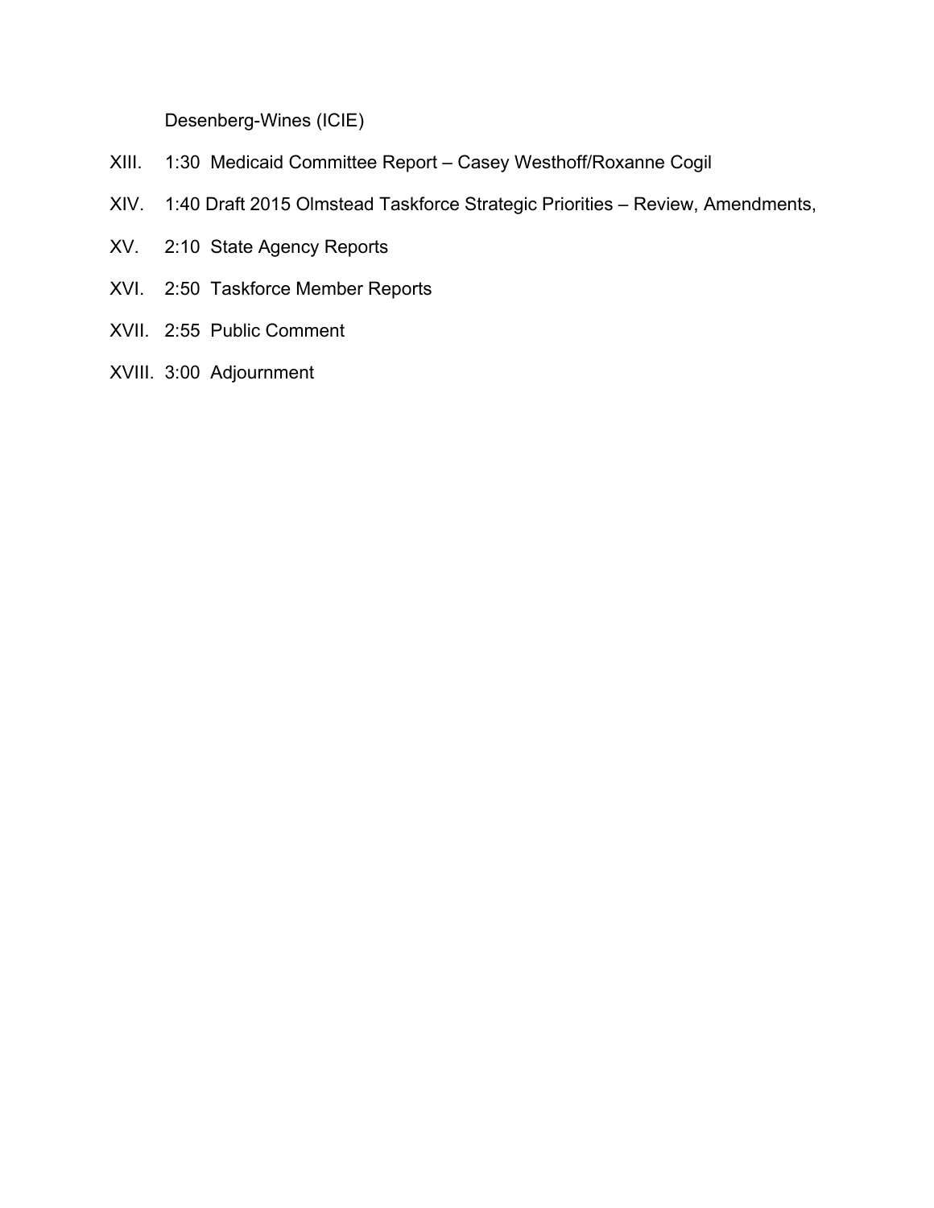Desenberg-Wines (ICIE)

XIII. 1:30 Medicaid Committee Report – Casey Westhoff/Roxanne Cogil

XIV. 1:40 Draft 2015 Olmstead Taskforce Strategic Priorities – Review, Amendments,

XV. 2:10 State Agency Reports

XVI. 2:50 Taskforce Member Reports

XVII. 2:55 Public Comment

XVIII. 3:00 Adjournment